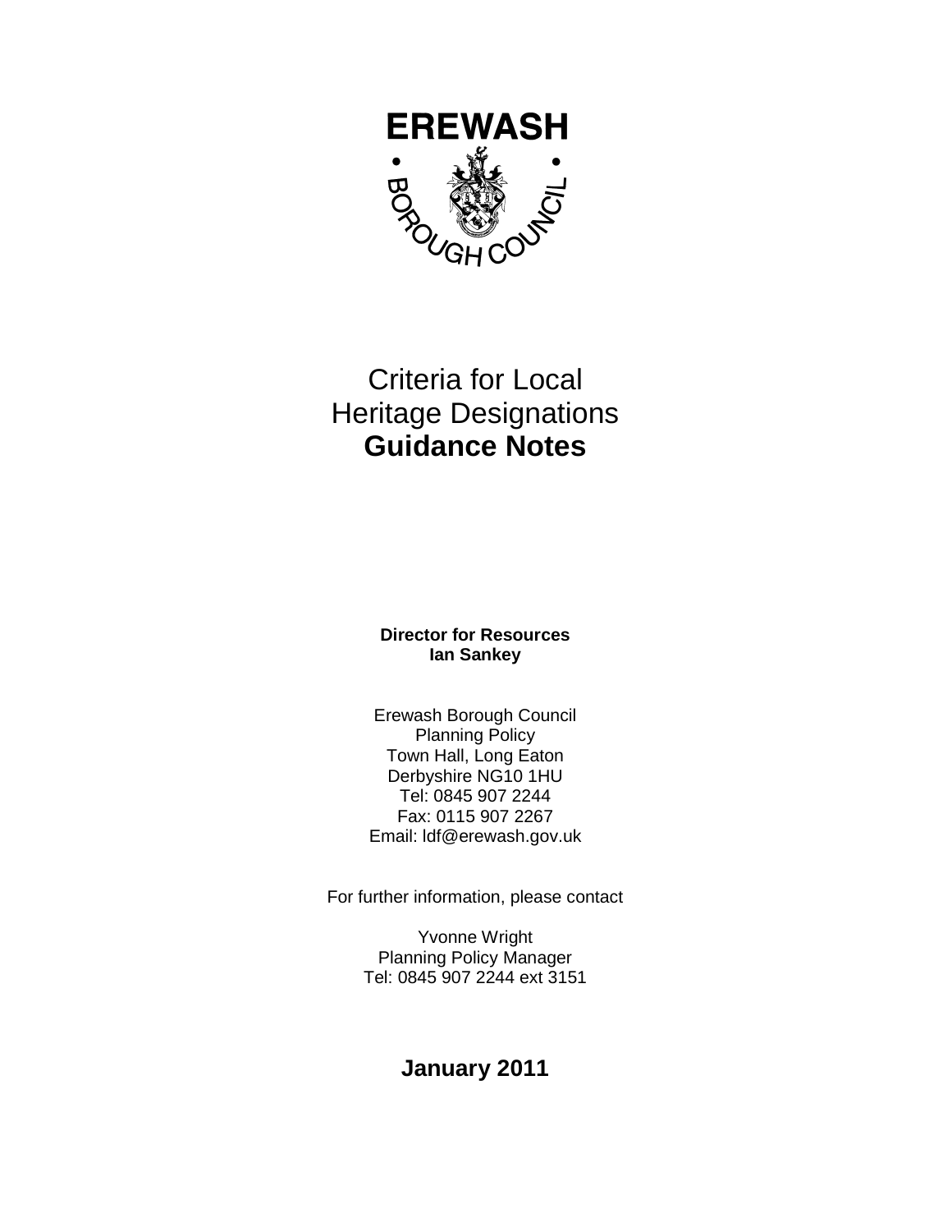**EREWASH**

**• BOROUGH COUNCIL •**

# Criteria for Local Heritage Designations **Guidance Notes**

**Director for Resources**
**Ian Sankey**

Erewash Borough Council
Planning Policy
Town Hall, Long Eaton
Derbyshire NG10 1HU
Tel: 0845 907 2244
Fax: 0115 907 2267
Email: ldf@erewash.gov.uk

For further information, please contact

Yvonne Wright
Planning Policy Manager
Tel: 0845 907 2244 ext 3151

**January 2011**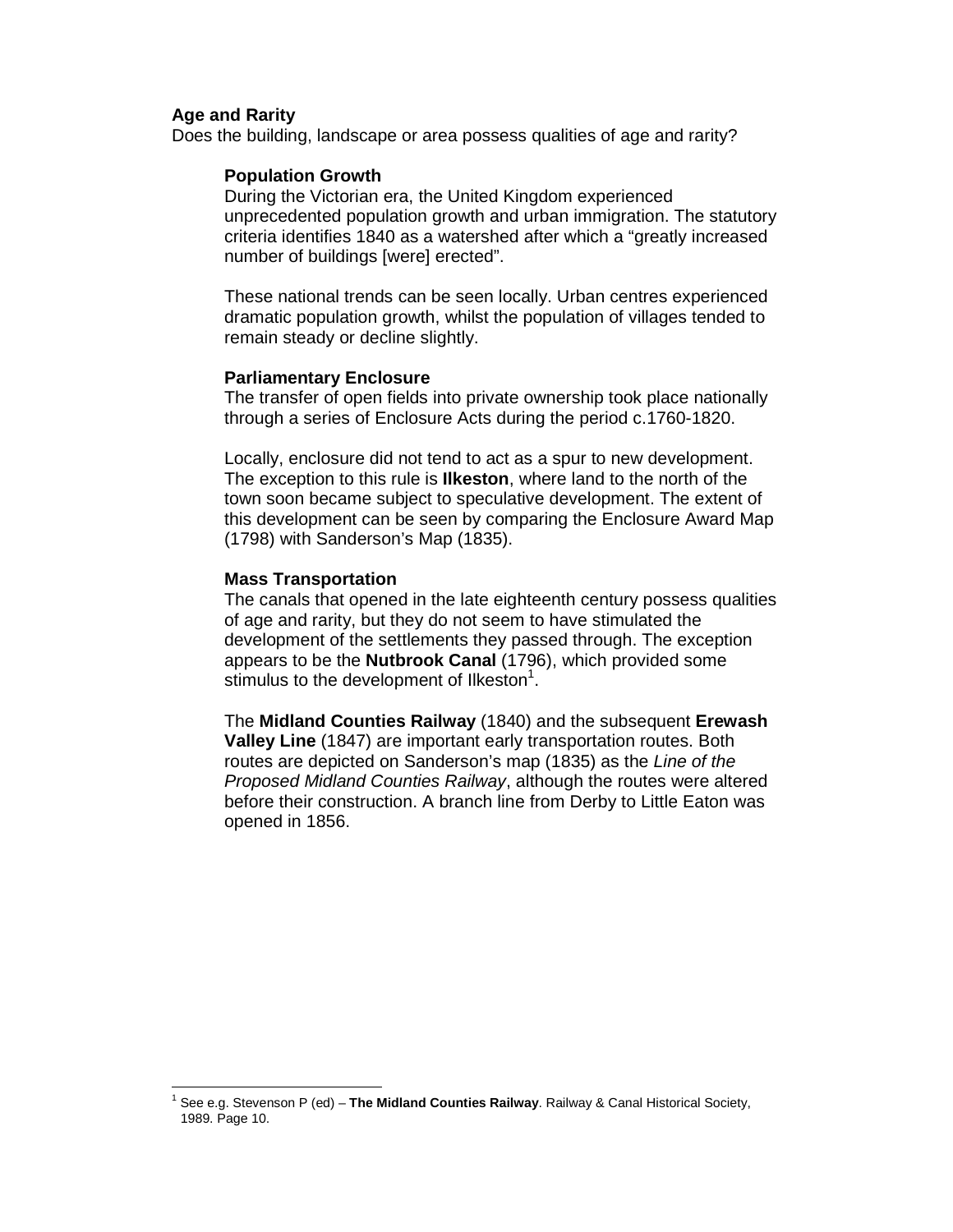**Age and Rarity**

Does the building, landscape or area possess qualities of age and rarity?

**Population Growth**

During the Victorian era, the United Kingdom experienced unprecedented population growth and urban immigration. The statutory criteria identifies 1840 as a watershed after which a "greatly increased number of buildings [were] erected".

These national trends can be seen locally. Urban centres experienced dramatic population growth, whilst the population of villages tended to remain steady or decline slightly.

**Parliamentary Enclosure**

The transfer of open fields into private ownership took place nationally through a series of Enclosure Acts during the period c.1760-1820.

Locally, enclosure did not tend to act as a spur to new development. The exception to this rule is **Ilkeston**, where land to the north of the town soon became subject to speculative development. The extent of this development can be seen by comparing the Enclosure Award Map (1798) with Sanderson's Map (1835).

**Mass Transportation**

The canals that opened in the late eighteenth century possess qualities of age and rarity, but they do not seem to have stimulated the development of the settlements they passed through. The exception appears to be the **Nutbrook Canal** (1796), which provided some stimulus to the development of Ilkeston[1].

The **Midland Counties Railway** (1840) and the subsequent **Erewash Valley Line** (1847) are important early transportation routes. Both routes are depicted on Sanderson's map (1835) as the *Line of the Proposed Midland Counties Railway*, although the routes were altered before their construction. A branch line from Derby to Little Eaton was opened in 1856.

[1] See e.g. Stevenson P (ed) – **The Midland Counties Railway**. Railway & Canal Historical Society, 1989. Page 10.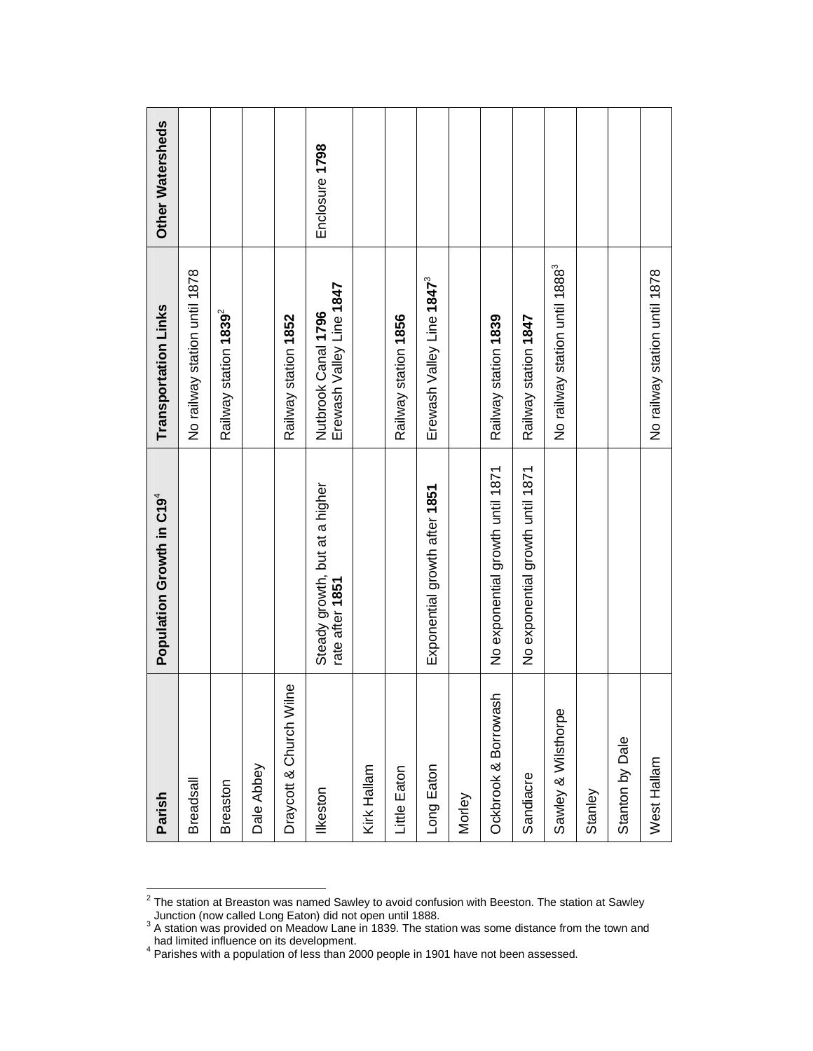| Parish | Population Growth in C19[4] | Transportation Links | Other Watersheds |
|---|---|---|---|
| Breadsall | | No railway station until 1878 | |
| Breaston | | Railway station **1839**[2] | |
| Dale Abbey | | | |
| Draycott & Church Wilne | | Railway station **1852** | |
| Ilkeston | Steady growth, but at a higher rate after **1851** | Nutbrook Canal **1796** Erewash Valley Line **1847** | Enclosure **1798** |
| Kirk Hallam | | | |
| Little Eaton | | Railway station **1856** | |
| Long Eaton | Exponential growth after **1851** | Erewash Valley Line **1847**[3] | |
| Morley | | | |
| Ockbrook & Borrowash | No exponential growth until 1871 | Railway station **1839** | |
| Sandiacre | No exponential growth until 1871 | Railway station **1847** | |
| Sawley & Wilsthorpe | | No railway station until 1888[3] | |
| Stanley | | | |
| Stanton by Dale | | | |
| West Hallam | | No railway station until 1878 | |

[2] The station at Breaston was named Sawley to avoid confusion with Beeston. The station at Sawley Junction (now called Long Eaton) did not open until 1888.

[3] A station was provided on Meadow Lane in 1839. The station was some distance from the town and had limited influence on its development.

[4] Parishes with a population of less than 2000 people in 1901 have not been assessed.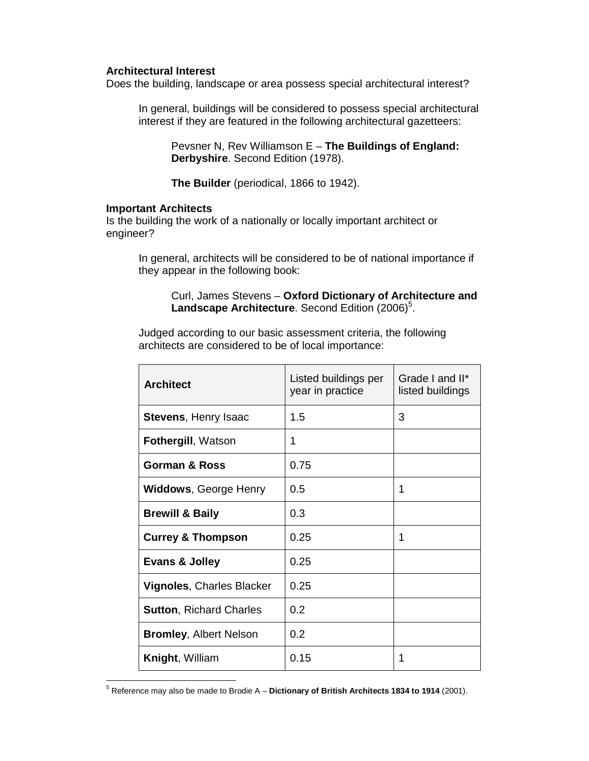**Architectural Interest**
Does the building, landscape or area possess special architectural interest?

> In general, buildings will be considered to possess special architectural interest if they are featured in the following architectural gazetteers:
>
> > Pevsner N, Rev Williamson E – **The Buildings of England: Derbyshire**. Second Edition (1978).
> >
> > **The Builder** (periodical, 1866 to 1942).

**Important Architects**
Is the building the work of a nationally or locally important architect or engineer?

> In general, architects will be considered to be of national importance if they appear in the following book:
>
> > Curl, James Stevens – **Oxford Dictionary of Architecture and Landscape Architecture**. Second Edition (2006)[5].
>
> Judged according to our basic assessment criteria, the following architects are considered to be of local importance:

| **Architect** | Listed buildings per year in practice | Grade I and II* listed buildings |
|---|---|---|
| **Stevens**, Henry Isaac | 1.5 | 3 |
| **Fothergill**, Watson | 1 | |
| **Gorman & Ross** | 0.75 | |
| **Widdows**, George Henry | 0.5 | 1 |
| **Brewill & Baily** | 0.3 | |
| **Currey & Thompson** | 0.25 | 1 |
| **Evans & Jolley** | 0.25 | |
| **Vignoles**, Charles Blacker | 0.25 | |
| **Sutton**, Richard Charles | 0.2 | |
| **Bromley**, Albert Nelson | 0.2 | |
| **Knight**, William | 0.15 | 1 |

[5] Reference may also be made to Brodie A – **Dictionary of British Architects 1834 to 1914** (2001).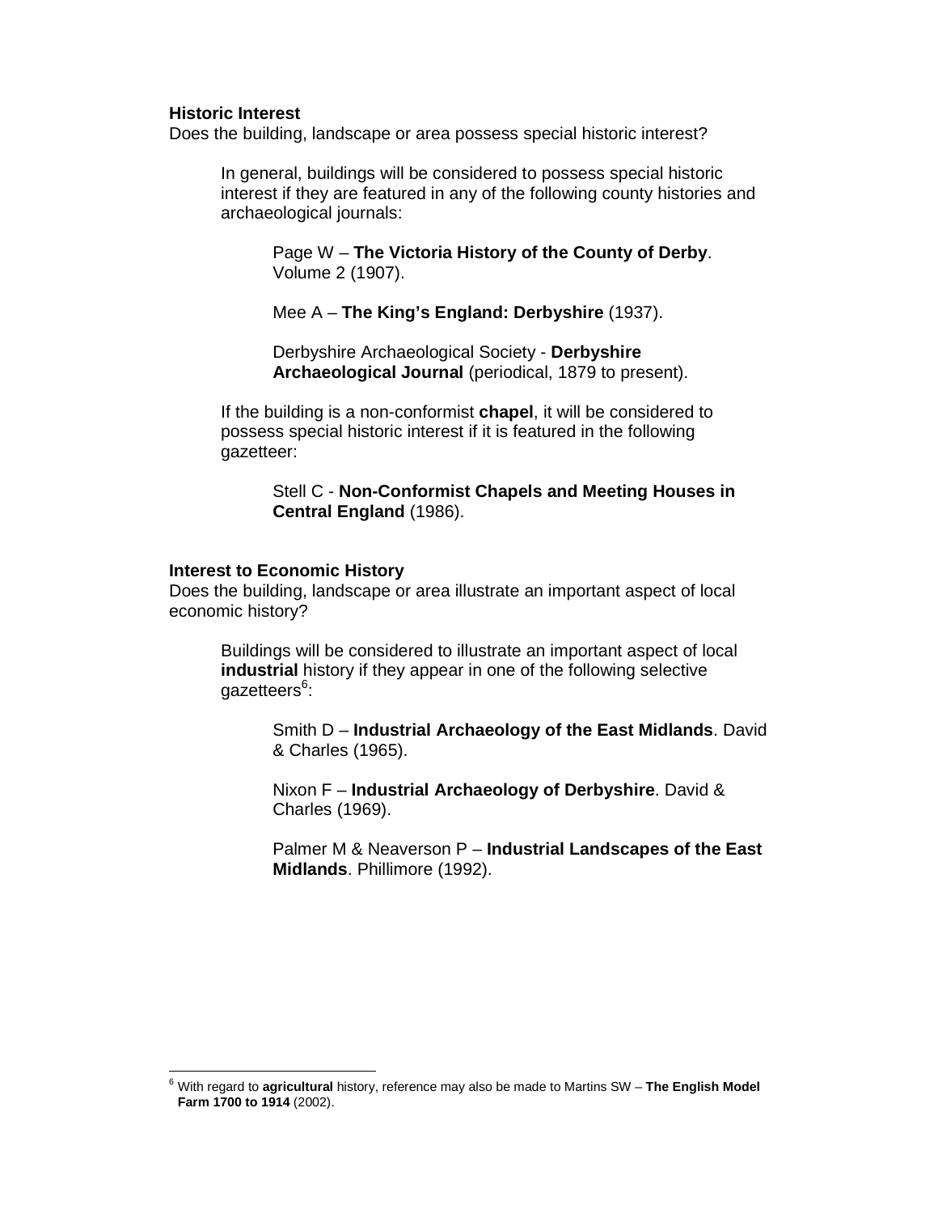**Historic Interest**

Does the building, landscape or area possess special historic interest?

> In general, buildings will be considered to possess special historic interest if they are featured in any of the following county histories and archaeological journals:
>
> > Page W – **The Victoria History of the County of Derby**. Volume 2 (1907).
> >
> > Mee A – **The King's England: Derbyshire** (1937).
> >
> > Derbyshire Archaeological Society - **Derbyshire Archaeological Journal** (periodical, 1879 to present).
>
> If the building is a non-conformist **chapel**, it will be considered to possess special historic interest if it is featured in the following gazetteer:
>
> > Stell C - **Non-Conformist Chapels and Meeting Houses in Central England** (1986).

**Interest to Economic History**

Does the building, landscape or area illustrate an important aspect of local economic history?

> Buildings will be considered to illustrate an important aspect of local **industrial** history if they appear in one of the following selective gazetteers[6]:
>
> > Smith D – **Industrial Archaeology of the East Midlands**. David & Charles (1965).
> >
> > Nixon F – **Industrial Archaeology of Derbyshire**. David & Charles (1969).
> >
> > Palmer M & Neaverson P – **Industrial Landscapes of the East Midlands**. Phillimore (1992).

---

[6] With regard to **agricultural** history, reference may also be made to Martins SW – **The English Model Farm 1700 to 1914** (2002).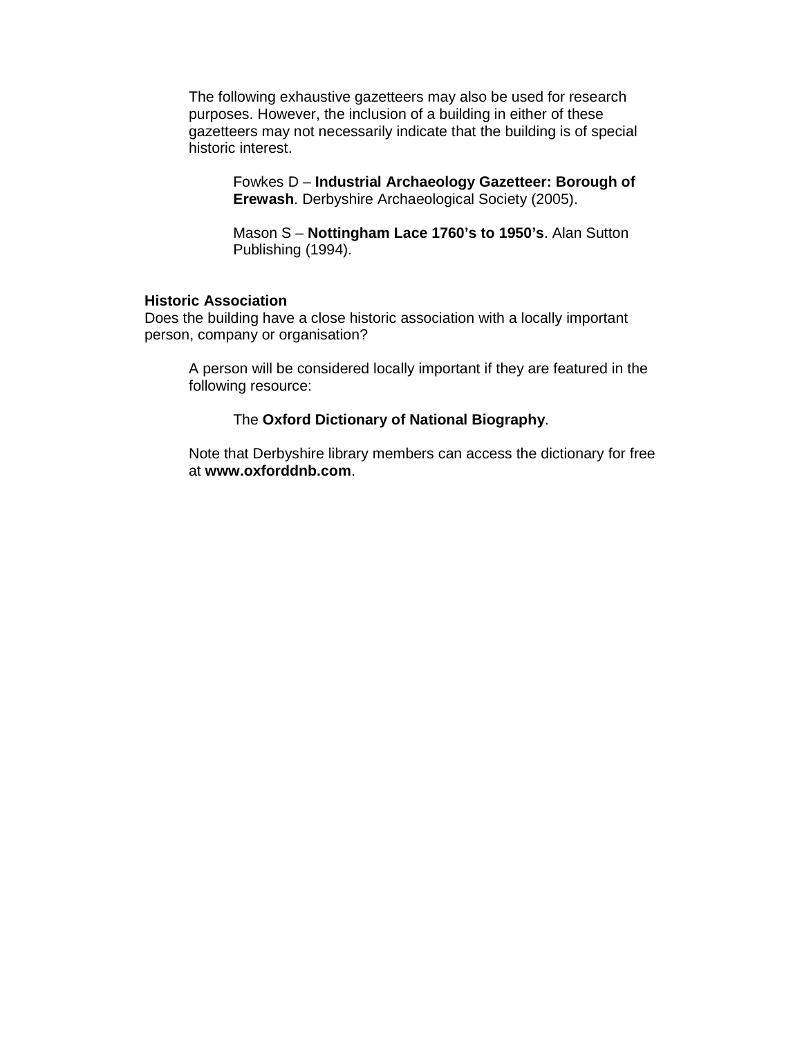The following exhaustive gazetteers may also be used for research purposes. However, the inclusion of a building in either of these gazetteers may not necessarily indicate that the building is of special historic interest.

Fowkes D – **Industrial Archaeology Gazetteer: Borough of Erewash**. Derbyshire Archaeological Society (2005).

Mason S – **Nottingham Lace 1760's to 1950's**. Alan Sutton Publishing (1994).

**Historic Association**

Does the building have a close historic association with a locally important person, company or organisation?

A person will be considered locally important if they are featured in the following resource:

The **Oxford Dictionary of National Biography**.

Note that Derbyshire library members can access the dictionary for free at **www.oxforddnb.com**.